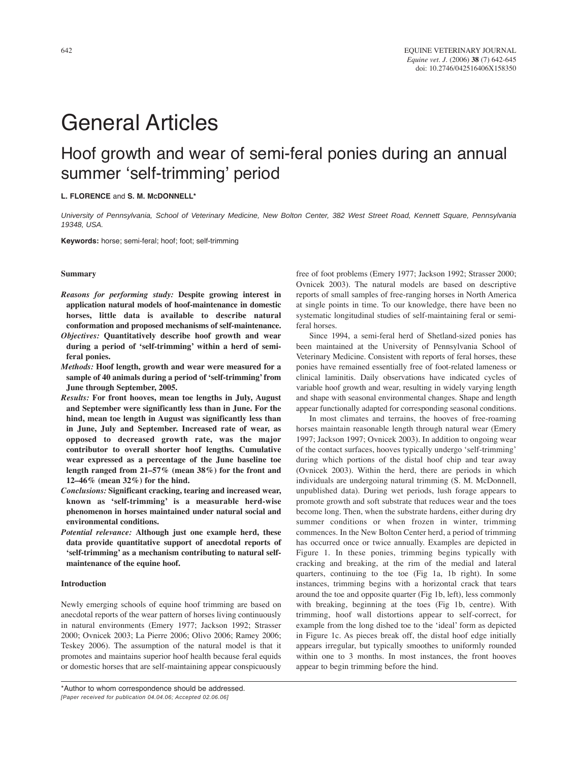# General Articles

## Hoof growth and wear of semi-feral ponies during an annual summer 'self-trimming' period

**L. FLORENCE** and **S. M. McDONNELL***

*University of Pennsylvania, School of Veterinary Medicine, New Bolton Center, 382 West Street Road, Kennett Square, Pennsylvania 19348, USA.*

**Keywords:** horse; semi-feral; hoof; foot; self-trimming

### Summary

*Reasons for performing study:* **Despite growing interest in application natural models of hoof-maintenance in domestic horses, little data is available to describe natural conformation and proposed mechanisms of self-maintenance.**

*Objectives:* **Quantitatively describe hoof growth and wear during a period of 'self-trimming' within a herd of semi-feral ponies.**

*Methods:* **Hoof length, growth and wear were measured for a sample of 40 animals during a period of 'self-trimming' from June through September, 2005.**

*Results:* **For front hooves, mean toe lengths in July, August and September were significantly less than in June. For the hind, mean toe length in August was significantly less than in June, July and September. Increased rate of wear, as opposed to decreased growth rate, was the major contributor to overall shorter hoof lengths. Cumulative wear expressed as a percentage of the June baseline toe length ranged from 21–57% (mean 38%) for the front and 12–46% (mean 32%) for the hind.**

*Conclusions:* **Significant cracking, tearing and increased wear, known as 'self-trimming' is a measurable herd-wise phenomenon in horses maintained under natural social and environmental conditions.**

*Potential relevance:* **Although just one example herd, these data provide quantitative support of anecdotal reports of 'self-trimming' as a mechanism contributing to natural self-maintenance of the equine hoof.**

### Introduction

Newly emerging schools of equine hoof trimming are based on anecdotal reports of the wear pattern of horses living continuously in natural environments (Emery 1977; Jackson 1992; Strasser 2000; Ovnicek 2003; La Pierre 2006; Olivo 2006; Ramey 2006; Teskey 2006). The assumption of the natural model is that it promotes and maintains superior hoof health because feral equids or domestic horses that are self-maintaining appear conspicuously free of foot problems (Emery 1977; Jackson 1992; Strasser 2000; Ovnicek 2003). The natural models are based on descriptive reports of small samples of free-ranging horses in North America at single points in time. To our knowledge, there have been no systematic longitudinal studies of self-maintaining feral or semi-feral horses.

Since 1994, a semi-feral herd of Shetland-sized ponies has been maintained at the University of Pennsylvania School of Veterinary Medicine. Consistent with reports of feral horses, these ponies have remained essentially free of foot-related lameness or clinical laminitis. Daily observations have indicated cycles of variable hoof growth and wear, resulting in widely varying length and shape with seasonal environmental changes. Shape and length appear functionally adapted for corresponding seasonal conditions.

In most climates and terrains, the hooves of free-roaming horses maintain reasonable length through natural wear (Emery 1997; Jackson 1997; Ovnicek 2003). In addition to ongoing wear of the contact surfaces, hooves typically undergo 'self-trimming' during which portions of the distal hoof chip and tear away (Ovnicek 2003). Within the herd, there are periods in which individuals are undergoing natural trimming (S. M. McDonnell, unpublished data). During wet periods, lush forage appears to promote growth and soft substrate that reduces wear and the toes become long. Then, when the substrate hardens, either during dry summer conditions or when frozen in winter, trimming commences. In the New Bolton Center herd, a period of trimming has occurred once or twice annually. Examples are depicted in Figure 1. In these ponies, trimming begins typically with cracking and breaking, at the rim of the medial and lateral quarters, continuing to the toe (Fig 1a, 1b right). In some instances, trimming begins with a horizontal crack that tears around the toe and opposite quarter (Fig 1b, left), less commonly with breaking, beginning at the toes (Fig 1b, centre). With trimming, hoof wall distortions appear to self-correct, for example from the long dished toe to the 'ideal' form as depicted in Figure 1c. As pieces break off, the distal hoof edge initially appears irregular, but typically smoothes to uniformly rounded within one to 3 months. In most instances, the front hooves appear to begin trimming before the hind.

*Author to whom correspondence should be addressed.
*[Paper received for publication 04.04.06; Accepted 02.06.06]*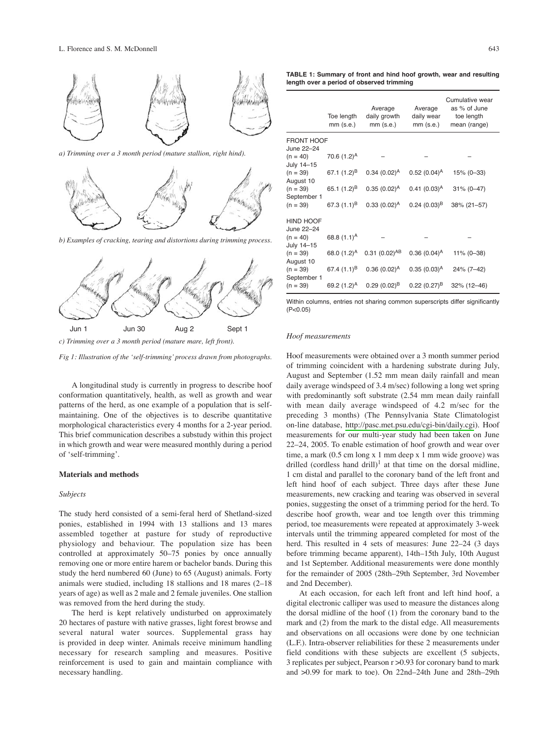a) Trimming over a 3 month period (mature stallion, right hind).

b) Examples of cracking, tearing and distortions during trimming process.

Jun 1 Jun 30 Aug 2 Sept 1

c) Trimming over a 3 month period (mature mare, left front).

*Fig 1: Illustration of the 'self-trimming' process drawn from photographs.*

A longitudinal study is currently in progress to describe hoof conformation quantitatively, health, as well as growth and wear patterns of the herd, as one example of a population that is self-maintaining. One of the objectives is to describe quantitative morphological characteristics every 4 months for a 2-year period. This brief communication describes a substudy within this project in which growth and wear were measured monthly during a period of 'self-trimming'.

## Materials and methods

### Subjects

The study herd consisted of a semi-feral herd of Shetland-sized ponies, established in 1994 with 13 stallions and 13 mares assembled together at pasture for study of reproductive physiology and behaviour. The population size has been controlled at approximately 50–75 ponies by once annually removing one or more entire harem or bachelor bands. During this study the herd numbered 60 (June) to 65 (August) animals. Forty animals were studied, including 18 stallions and 18 mares (2–18 years of age) as well as 2 male and 2 female juveniles. One stallion was removed from the herd during the study.

The herd is kept relatively undisturbed on approximately 20 hectares of pasture with native grasses, light forest browse and several natural water sources. Supplemental grass hay is provided in deep winter. Animals receive minimum handling necessary for research sampling and measures. Positive reinforcement is used to gain and maintain compliance with necessary handling.

**TABLE 1: Summary of front and hind hoof growth, wear and resulting length over a period of observed trimming**

| | Toe length mm (s.e.) | Average daily growth mm (s.e.) | Average daily wear mm (s.e.) | Cumulative wear as % of June toe length mean (range) |
|---|---|---|---|---|
| FRONT HOOF | | | | |
| June 22–24 (n = 40) | 70.6 (1.2)$^{A}$ | – | – | – |
| July 14–15 (n = 39) | 67.1 (1.2)$^{B}$ | 0.34 (0.02)$^{A}$ | 0.52 (0.04)$^{A}$ | 15% (0–33) |
| August 10 (n = 39) | 65.1 (1.2)$^{B}$ | 0.35 (0.02)$^{A}$ | 0.41 (0.03)$^{A}$ | 31% (0–47) |
| September 1 (n = 39) | 67.3 (1.1)$^{B}$ | 0.33 (0.02)$^{A}$ | 0.24 (0.03)$^{B}$ | 38% (21–57) |
| HIND HOOF | | | | |
| June 22–24 (n = 40) | 68.8 (1.1)$^{A}$ | – | – | – |
| July 14–15 (n = 39) | 68.0 (1.2)$^{A}$ | 0.31 (0.02)$^{AB}$ | 0.36 (0.04)$^{A}$ | 11% (0–38) |
| August 10 (n = 39) | 67.4 (1.1)$^{B}$ | 0.36 (0.02)$^{A}$ | 0.35 (0.03)$^{A}$ | 24% (7–42) |
| September 1 (n = 39) | 69.2 (1.2)$^{A}$ | 0.29 (0.02)$^{B}$ | 0.22 (0.27)$^{B}$ | 32% (12–46) |

Within columns, entries not sharing common superscripts differ significantly ($P<0.05$)

### Hoof measurements

Hoof measurements were obtained over a 3 month summer period of trimming coincident with a hardening substrate during July, August and September (1.52 mm mean daily rainfall and mean daily average windspeed of 3.4 m/sec) following a long wet spring with predominantly soft substrate (2.54 mm mean daily rainfall with mean daily average windspeed of 4.2 m/sec for the preceding 3 months) (The Pennsylvania State Climatologist on-line database, http://pasc.met.psu.edu/cgi-bin/daily.cgi). Hoof measurements for our multi-year study had been taken on June 22–24, 2005. To enable estimation of hoof growth and wear over time, a mark (0.5 cm long x 1 mm deep x 1 mm wide groove) was drilled (cordless hand drill)[1] at that time on the dorsal midline, 1 cm distal and parallel to the coronary band of the left front and left hind hoof of each subject. Three days after these June measurements, new cracking and tearing was observed in several ponies, suggesting the onset of a trimming period for the herd. To describe hoof growth, wear and toe length over this trimming period, toe measurements were repeated at approximately 3-week intervals until the trimming appeared completed for most of the herd. This resulted in 4 sets of measures: June 22–24 (3 days before trimming became apparent), 14th–15th July, 10th August and 1st September. Additional measurements were done monthly for the remainder of 2005 (28th–29th September, 3rd November and 2nd December).

At each occasion, for each left front and left hind hoof, a digital electronic calliper was used to measure the distances along the dorsal midline of the hoof (1) from the coronary band to the mark and (2) from the mark to the distal edge. All measurements and observations on all occasions were done by one technician (L.F.). Intra-observer reliabilities for these 2 measurements under field conditions with these subjects are excellent (5 subjects, 3 replicates per subject, Pearson r >0.93 for coronary band to mark and >0.99 for mark to toe). On 22nd–24th June and 28th–29th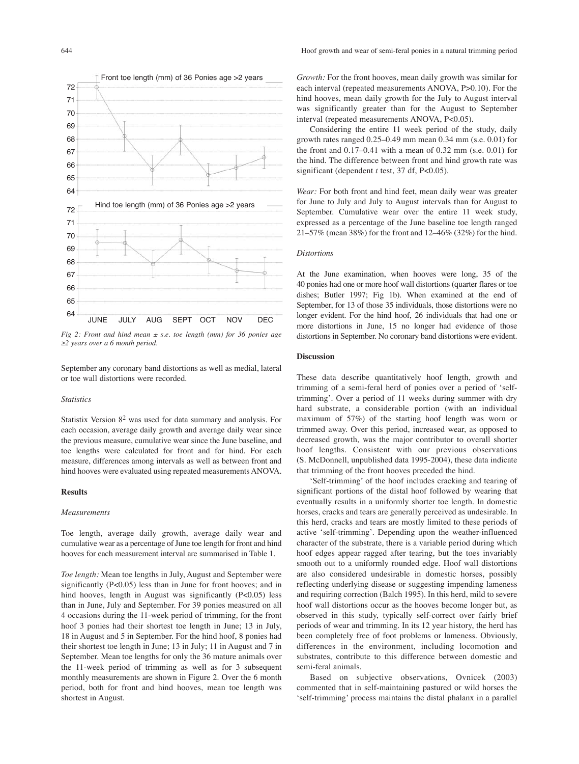Fig 2: Front and hind mean ± s.e. toe length (mm) for 36 ponies age ≥2 years over a 6 month period.

September any coronary band distortions as well as medial, lateral or toe wall distortions were recorded.

### Statistics

Statistix Version 8[2] was used for data summary and analysis. For each occasion, average daily growth and average daily wear since the previous measure, cumulative wear since the June baseline, and toe lengths were calculated for front and for hind. For each measure, differences among intervals as well as between front and hind hooves were evaluated using repeated measurements ANOVA.

## Results

### Measurements

Toe length, average daily growth, average daily wear and cumulative wear as a percentage of June toe length for front and hind hooves for each measurement interval are summarised in Table 1.

*Toe length:* Mean toe lengths in July, August and September were significantly ($P<0.05$) less than in June for front hooves; and in hind hooves, length in August was significantly ($P<0.05$) less than in June, July and September. For 39 ponies measured on all 4 occasions during the 11-week period of trimming, for the front hoof 3 ponies had their shortest toe length in June; 13 in July, 18 in August and 5 in September. For the hind hoof, 8 ponies had their shortest toe length in June; 13 in July; 11 in August and 7 in September. Mean toe lengths for only the 36 mature animals over the 11-week period of trimming as well as for 3 subsequent monthly measurements are shown in Figure 2. Over the 6 month period, both for front and hind hooves, mean toe length was shortest in August.

*Growth:* For the front hooves, mean daily growth was similar for each interval (repeated measurements ANOVA, $P>0.10$). For the hind hooves, mean daily growth for the July to August interval was significantly greater than for the August to September interval (repeated measurements ANOVA, $P<0.05$).

Considering the entire 11 week period of the study, daily growth rates ranged 0.25–0.49 mm mean 0.34 mm (s.e. 0.01) for the front and 0.17–0.41 with a mean of 0.32 mm (s.e. 0.01) for the hind. The difference between front and hind growth rate was significant (dependent *t* test, 37 df, $P<0.05$).

*Wear:* For both front and hind feet, mean daily wear was greater for June to July and July to August intervals than for August to September. Cumulative wear over the entire 11 week study, expressed as a percentage of the June baseline toe length ranged 21–57% (mean 38%) for the front and 12–46% (32%) for the hind.

### Distortions

At the June examination, when hooves were long, 35 of the 40 ponies had one or more hoof wall distortions (quarter flares or toe dishes; Butler 1997; Fig 1b). When examined at the end of September, for 13 of those 35 individuals, those distortions were no longer evident. For the hind hoof, 26 individuals that had one or more distortions in June, 15 no longer had evidence of those distortions in September. No coronary band distortions were evident.

## Discussion

These data describe quantitatively hoof length, growth and trimming of a semi-feral herd of ponies over a period of 'self-trimming'. Over a period of 11 weeks during summer with dry hard substrate, a considerable portion (with an individual maximum of 57%) of the starting hoof length was worn or trimmed away. Over this period, increased wear, as opposed to decreased growth, was the major contributor to overall shorter hoof lengths. Consistent with our previous observations (S. McDonnell, unpublished data 1995-2004), these data indicate that trimming of the front hooves preceded the hind.

'Self-trimming' of the hoof includes cracking and tearing of significant portions of the distal hoof followed by wearing that eventually results in a uniformly shorter toe length. In domestic horses, cracks and tears are generally perceived as undesirable. In this herd, cracks and tears are mostly limited to these periods of active 'self-trimming'. Depending upon the weather-influenced character of the substrate, there is a variable period during which hoof edges appear ragged after tearing, but the toes invariably smooth out to a uniformly rounded edge. Hoof wall distortions are also considered undesirable in domestic horses, possibly reflecting underlying disease or suggesting impending lameness and requiring correction (Balch 1995). In this herd, mild to severe hoof wall distortions occur as the hooves become longer but, as observed in this study, typically self-correct over fairly brief periods of wear and trimming. In its 12 year history, the herd has been completely free of foot problems or lameness. Obviously, differences in the environment, including locomotion and substrates, contribute to this difference between domestic and semi-feral animals.

Based on subjective observations, Ovnicek (2003) commented that in self-maintaining pastured or wild horses the 'self-trimming' process maintains the distal phalanx in a parallel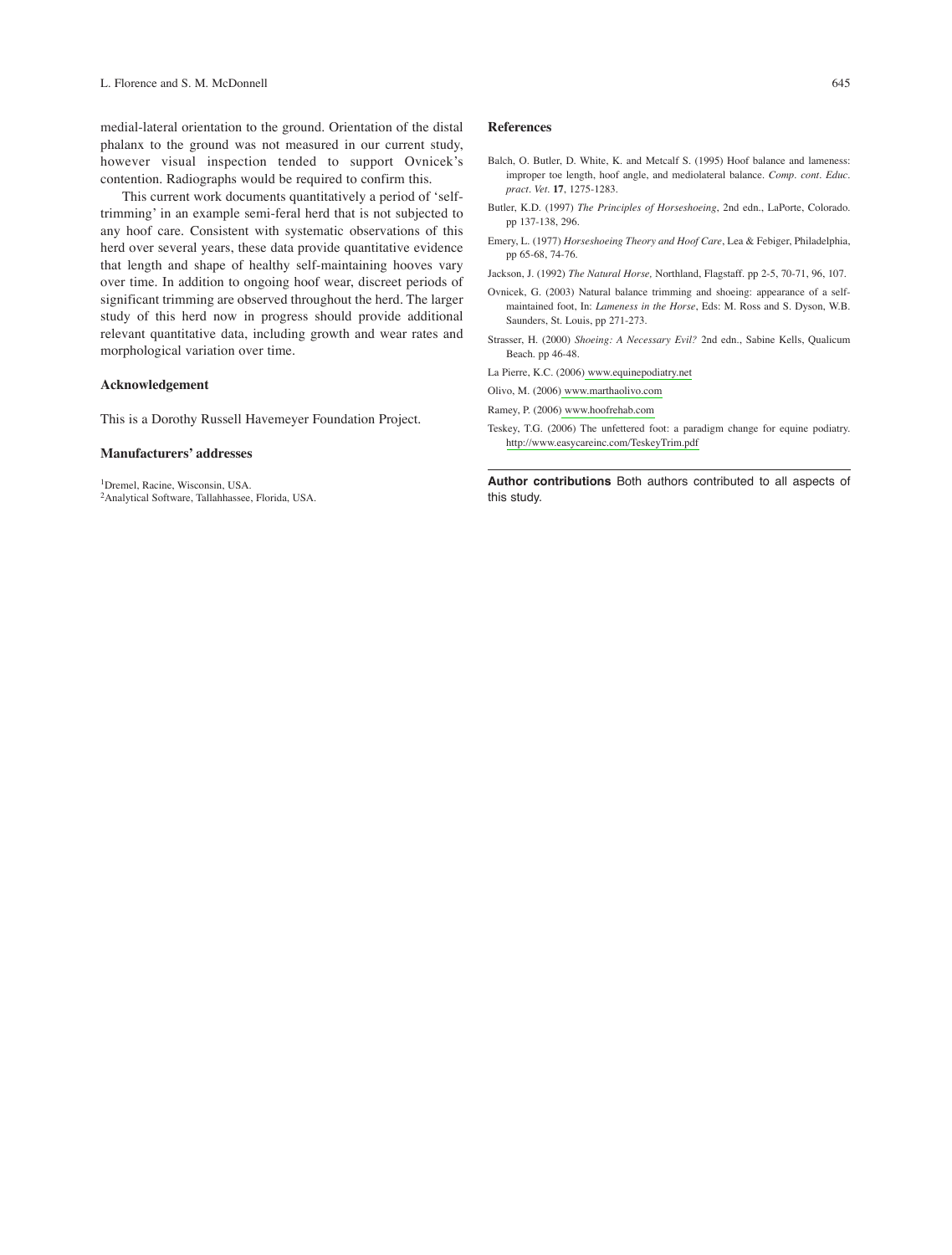medial-lateral orientation to the ground. Orientation of the distal phalanx to the ground was not measured in our current study, however visual inspection tended to support Ovnicek's contention. Radiographs would be required to confirm this.

This current work documents quantitatively a period of 'self-trimming' in an example semi-feral herd that is not subjected to any hoof care. Consistent with systematic observations of this herd over several years, these data provide quantitative evidence that length and shape of healthy self-maintaining hooves vary over time. In addition to ongoing hoof wear, discreet periods of significant trimming are observed throughout the herd. The larger study of this herd now in progress should provide additional relevant quantitative data, including growth and wear rates and morphological variation over time.

### Acknowledgement

This is a Dorothy Russell Havemeyer Foundation Project.

### Manufacturers' addresses

[1]Dremel, Racine, Wisconsin, USA.
[2]Analytical Software, Tallahhassee, Florida, USA.

### References

Balch, O. Butler, D. White, K. and Metcalf S. (1995) Hoof balance and lameness: improper toe length, hoof angle, and mediolateral balance. *Comp. cont. Educ. pract. Vet.* **17**, 1275-1283.

Butler, K.D. (1997) *The Principles of Horseshoeing*, 2nd edn., LaPorte, Colorado. pp 137-138, 296.

Emery, L. (1977) *Horseshoeing Theory and Hoof Care*, Lea & Febiger, Philadelphia, pp 65-68, 74-76.

Jackson, J. (1992) *The Natural Horse,* Northland, Flagstaff. pp 2-5, 70-71, 96, 107.

Ovnicek, G. (2003) Natural balance trimming and shoeing: appearance of a self-maintained foot, In: *Lameness in the Horse*, Eds: M. Ross and S. Dyson, W.B. Saunders, St. Louis, pp 271-273.

Strasser, H. (2000) *Shoeing: A Necessary Evil?* 2nd edn., Sabine Kells, Qualicum Beach. pp 46-48.

La Pierre, K.C. (2006) www.equinepodiatry.net

Olivo, M. (2006) www.marthaolivo.com

Ramey, P. (2006) www.hoofrehab.com

Teskey, T.G. (2006) The unfettered foot: a paradigm change for equine podiatry. http://www.easycareinc.com/TeskeyTrim.pdf

**Author contributions** Both authors contributed to all aspects of this study.